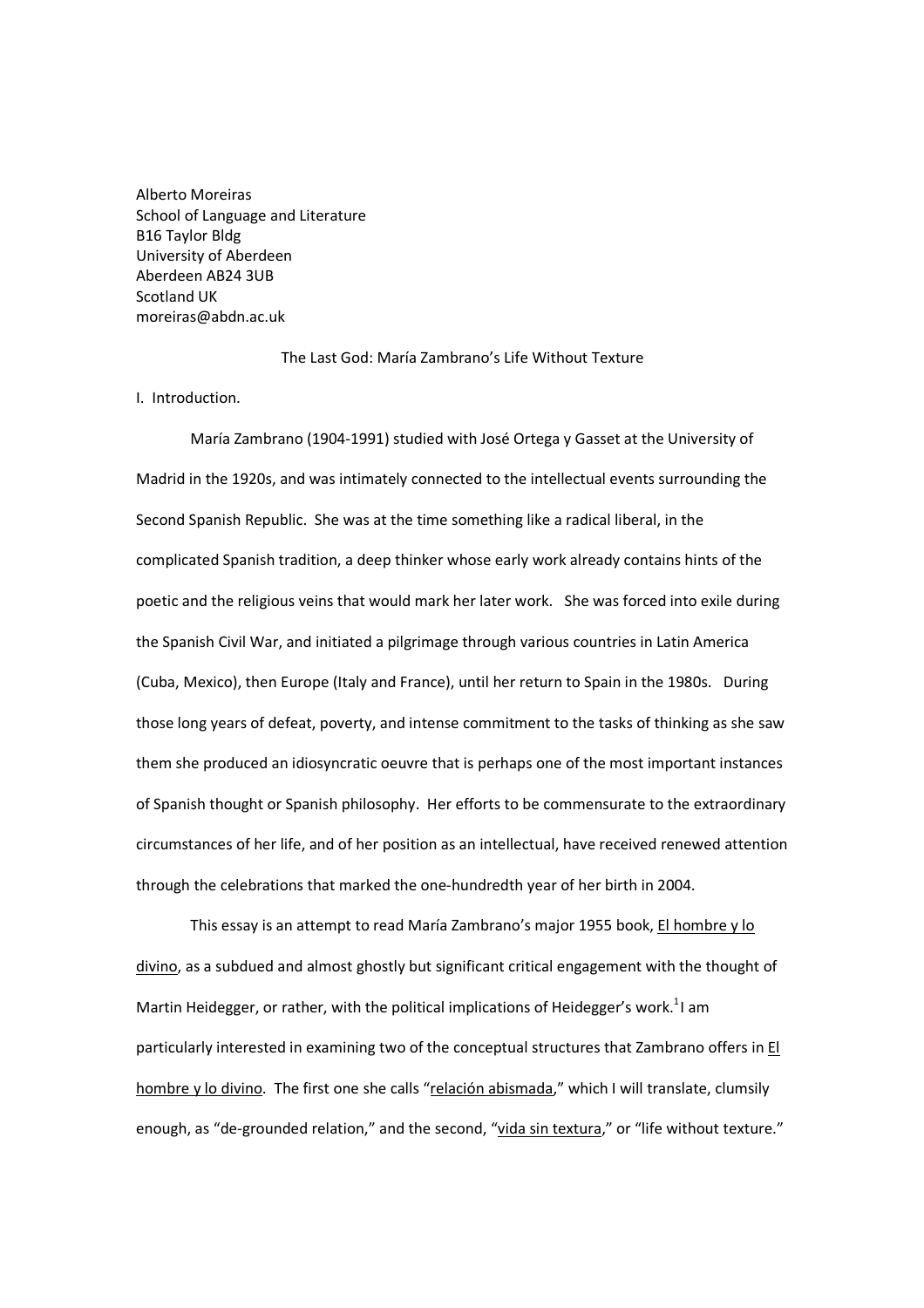Alberto Moreiras
School of Language and Literature
B16 Taylor Bldg
University of Aberdeen
Aberdeen AB24 3UB
Scotland UK
moreiras@abdn.ac.uk

# The Last God: María Zambrano's Life Without Texture

## I. Introduction.

María Zambrano (1904-1991) studied with José Ortega y Gasset at the University of Madrid in the 1920s, and was intimately connected to the intellectual events surrounding the Second Spanish Republic. She was at the time something like a radical liberal, in the complicated Spanish tradition, a deep thinker whose early work already contains hints of the poetic and the religious veins that would mark her later work. She was forced into exile during the Spanish Civil War, and initiated a pilgrimage through various countries in Latin America (Cuba, Mexico), then Europe (Italy and France), until her return to Spain in the 1980s. During those long years of defeat, poverty, and intense commitment to the tasks of thinking as she saw them she produced an idiosyncratic oeuvre that is perhaps one of the most important instances of Spanish thought or Spanish philosophy. Her efforts to be commensurate to the extraordinary circumstances of her life, and of her position as an intellectual, have received renewed attention through the celebrations that marked the one-hundredth year of her birth in 2004.

This essay is an attempt to read María Zambrano's major 1955 book, El hombre y lo divino, as a subdued and almost ghostly but significant critical engagement with the thought of Martin Heidegger, or rather, with the political implications of Heidegger's work.[1] I am particularly interested in examining two of the conceptual structures that Zambrano offers in El hombre y lo divino. The first one she calls "relación abismada," which I will translate, clumsily enough, as "de-grounded relation," and the second, "vida sin textura," or "life without texture."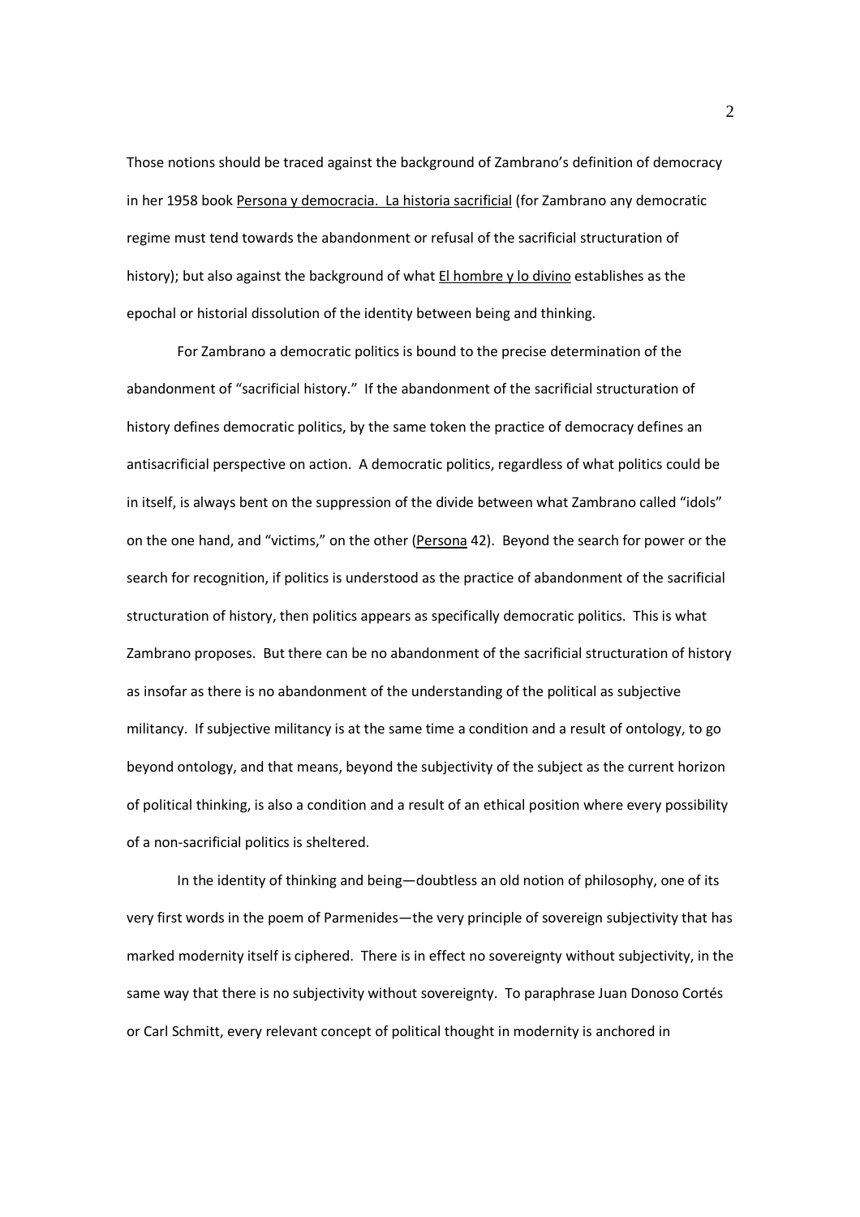Those notions should be traced against the background of Zambrano's definition of democracy in her 1958 book Persona y democracia. La historia sacrificial (for Zambrano any democratic regime must tend towards the abandonment or refusal of the sacrificial structuration of history); but also against the background of what El hombre y lo divino establishes as the epochal or historial dissolution of the identity between being and thinking.

For Zambrano a democratic politics is bound to the precise determination of the abandonment of "sacrificial history." If the abandonment of the sacrificial structuration of history defines democratic politics, by the same token the practice of democracy defines an antisacrificial perspective on action. A democratic politics, regardless of what politics could be in itself, is always bent on the suppression of the divide between what Zambrano called "idols" on the one hand, and "victims," on the other (Persona 42). Beyond the search for power or the search for recognition, if politics is understood as the practice of abandonment of the sacrificial structuration of history, then politics appears as specifically democratic politics. This is what Zambrano proposes. But there can be no abandonment of the sacrificial structuration of history as insofar as there is no abandonment of the understanding of the political as subjective militancy. If subjective militancy is at the same time a condition and a result of ontology, to go beyond ontology, and that means, beyond the subjectivity of the subject as the current horizon of political thinking, is also a condition and a result of an ethical position where every possibility of a non-sacrificial politics is sheltered.

In the identity of thinking and being—doubtless an old notion of philosophy, one of its very first words in the poem of Parmenides—the very principle of sovereign subjectivity that has marked modernity itself is ciphered. There is in effect no sovereignty without subjectivity, in the same way that there is no subjectivity without sovereignty. To paraphrase Juan Donoso Cortés or Carl Schmitt, every relevant concept of political thought in modernity is anchored in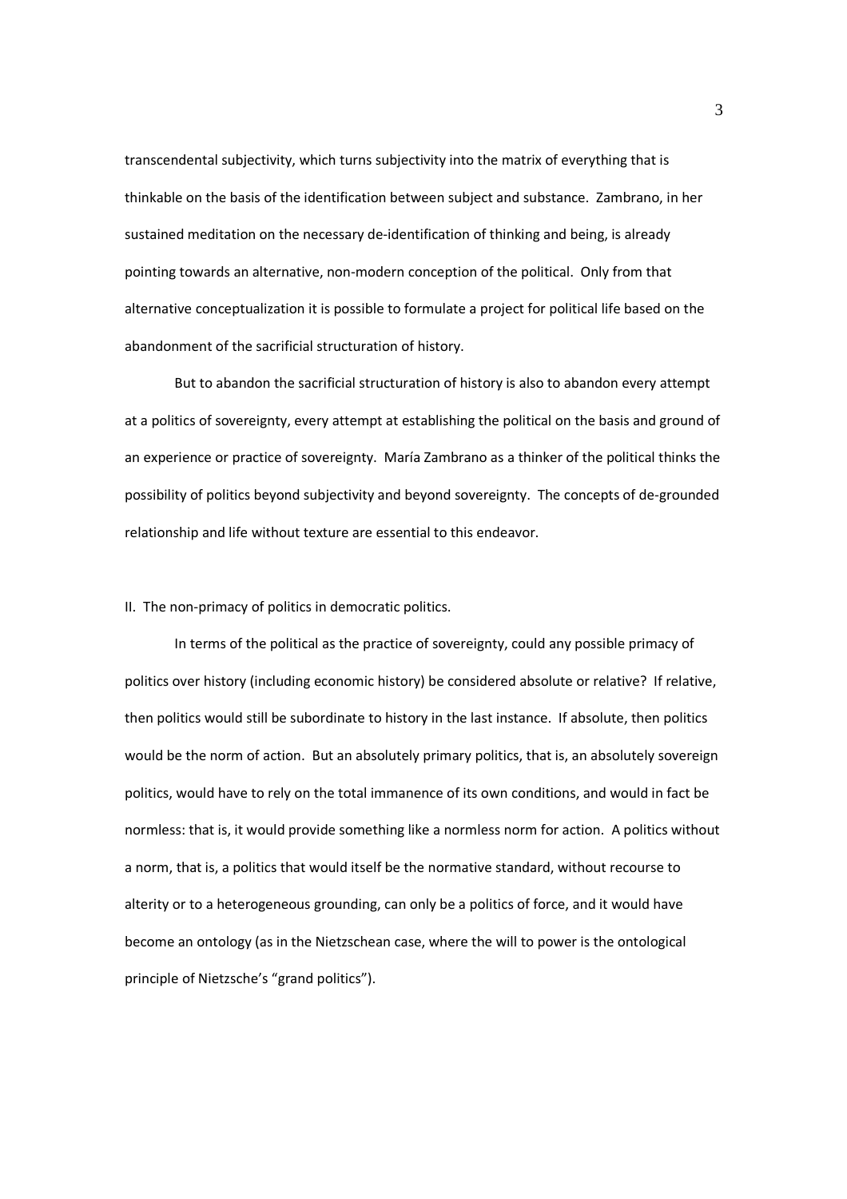transcendental subjectivity, which turns subjectivity into the matrix of everything that is thinkable on the basis of the identification between subject and substance. Zambrano, in her sustained meditation on the necessary de-identification of thinking and being, is already pointing towards an alternative, non-modern conception of the political. Only from that alternative conceptualization it is possible to formulate a project for political life based on the abandonment of the sacrificial structuration of history.

But to abandon the sacrificial structuration of history is also to abandon every attempt at a politics of sovereignty, every attempt at establishing the political on the basis and ground of an experience or practice of sovereignty. María Zambrano as a thinker of the political thinks the possibility of politics beyond subjectivity and beyond sovereignty. The concepts of de-grounded relationship and life without texture are essential to this endeavor.

## II. The non-primacy of politics in democratic politics.

In terms of the political as the practice of sovereignty, could any possible primacy of politics over history (including economic history) be considered absolute or relative? If relative, then politics would still be subordinate to history in the last instance. If absolute, then politics would be the norm of action. But an absolutely primary politics, that is, an absolutely sovereign politics, would have to rely on the total immanence of its own conditions, and would in fact be normless: that is, it would provide something like a normless norm for action. A politics without a norm, that is, a politics that would itself be the normative standard, without recourse to alterity or to a heterogeneous grounding, can only be a politics of force, and it would have become an ontology (as in the Nietzschean case, where the will to power is the ontological principle of Nietzsche's "grand politics").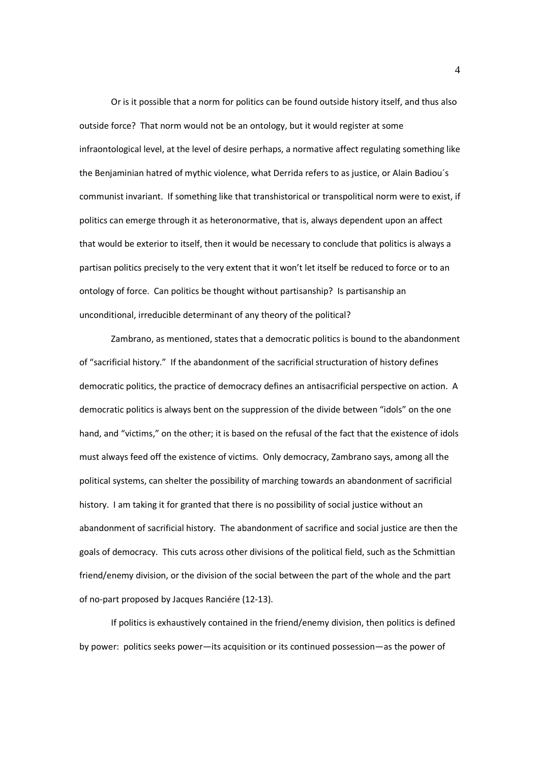Or is it possible that a norm for politics can be found outside history itself, and thus also outside force? That norm would not be an ontology, but it would register at some infraontological level, at the level of desire perhaps, a normative affect regulating something like the Benjaminian hatred of mythic violence, what Derrida refers to as justice, or Alain Badiou´s communist invariant. If something like that transhistorical or transpolitical norm were to exist, if politics can emerge through it as heteronormative, that is, always dependent upon an affect that would be exterior to itself, then it would be necessary to conclude that politics is always a partisan politics precisely to the very extent that it won't let itself be reduced to force or to an ontology of force. Can politics be thought without partisanship? Is partisanship an unconditional, irreducible determinant of any theory of the political?

Zambrano, as mentioned, states that a democratic politics is bound to the abandonment of "sacrificial history." If the abandonment of the sacrificial structuration of history defines democratic politics, the practice of democracy defines an antisacrificial perspective on action. A democratic politics is always bent on the suppression of the divide between "idols" on the one hand, and "victims," on the other; it is based on the refusal of the fact that the existence of idols must always feed off the existence of victims. Only democracy, Zambrano says, among all the political systems, can shelter the possibility of marching towards an abandonment of sacrificial history. I am taking it for granted that there is no possibility of social justice without an abandonment of sacrificial history. The abandonment of sacrifice and social justice are then the goals of democracy. This cuts across other divisions of the political field, such as the Schmittian friend/enemy division, or the division of the social between the part of the whole and the part of no-part proposed by Jacques Ranciére (12-13).

If politics is exhaustively contained in the friend/enemy division, then politics is defined by power: politics seeks power—its acquisition or its continued possession—as the power of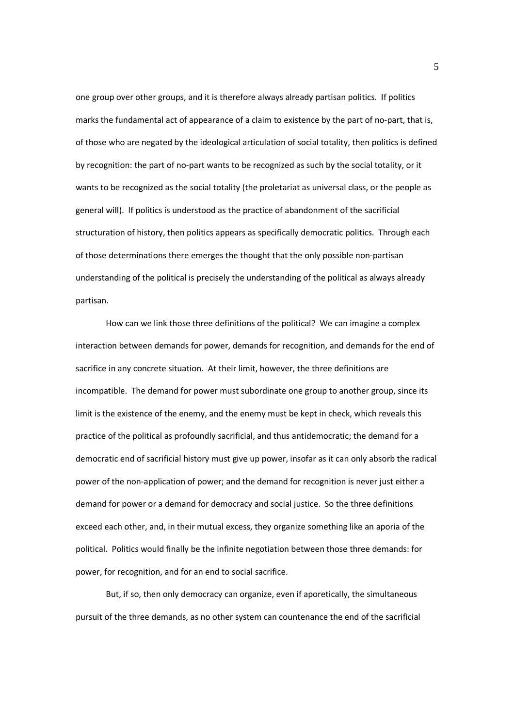one group over other groups, and it is therefore always already partisan politics. If politics marks the fundamental act of appearance of a claim to existence by the part of no-part, that is, of those who are negated by the ideological articulation of social totality, then politics is defined by recognition: the part of no-part wants to be recognized as such by the social totality, or it wants to be recognized as the social totality (the proletariat as universal class, or the people as general will). If politics is understood as the practice of abandonment of the sacrificial structuration of history, then politics appears as specifically democratic politics. Through each of those determinations there emerges the thought that the only possible non-partisan understanding of the political is precisely the understanding of the political as always already partisan.

How can we link those three definitions of the political? We can imagine a complex interaction between demands for power, demands for recognition, and demands for the end of sacrifice in any concrete situation. At their limit, however, the three definitions are incompatible. The demand for power must subordinate one group to another group, since its limit is the existence of the enemy, and the enemy must be kept in check, which reveals this practice of the political as profoundly sacrificial, and thus antidemocratic; the demand for a democratic end of sacrificial history must give up power, insofar as it can only absorb the radical power of the non-application of power; and the demand for recognition is never just either a demand for power or a demand for democracy and social justice. So the three definitions exceed each other, and, in their mutual excess, they organize something like an aporia of the political. Politics would finally be the infinite negotiation between those three demands: for power, for recognition, and for an end to social sacrifice.

But, if so, then only democracy can organize, even if aporetically, the simultaneous pursuit of the three demands, as no other system can countenance the end of the sacrificial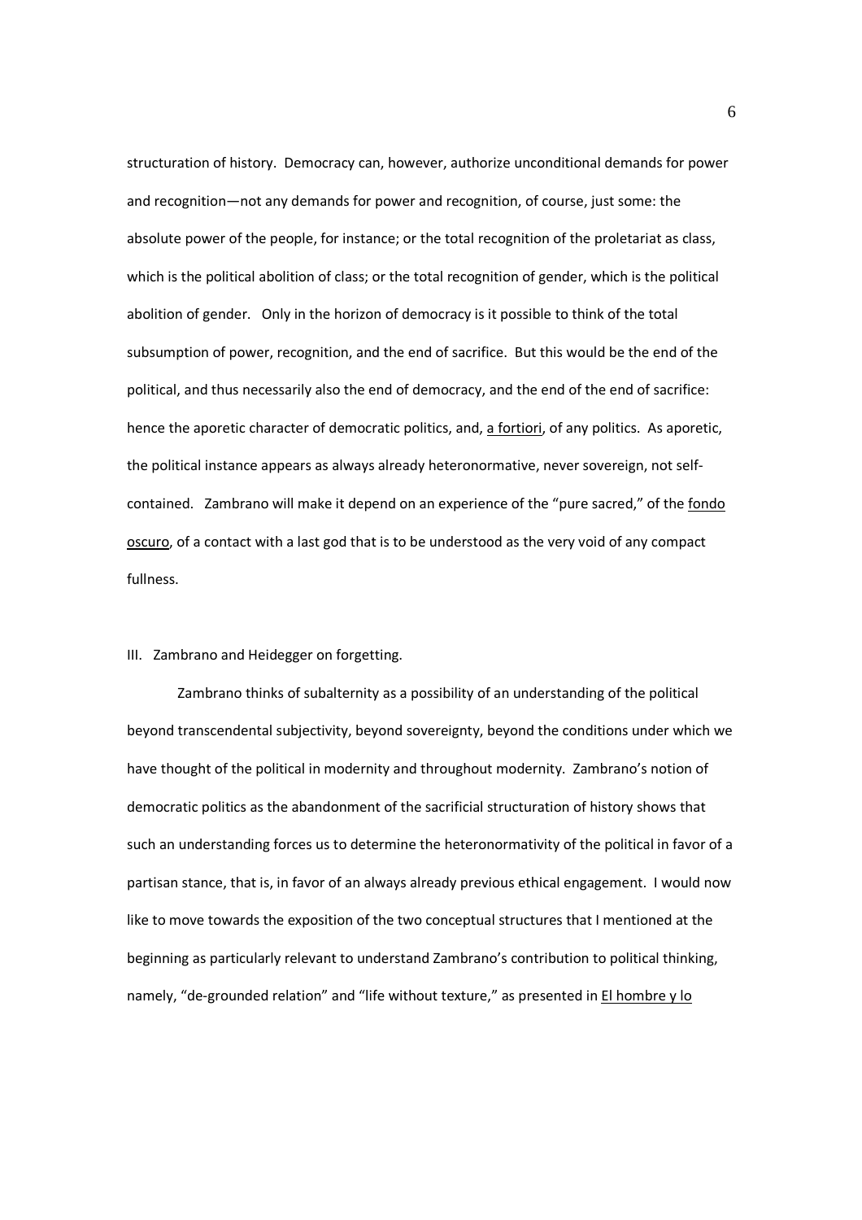structuration of history. Democracy can, however, authorize unconditional demands for power and recognition—not any demands for power and recognition, of course, just some: the absolute power of the people, for instance; or the total recognition of the proletariat as class, which is the political abolition of class; or the total recognition of gender, which is the political abolition of gender. Only in the horizon of democracy is it possible to think of the total subsumption of power, recognition, and the end of sacrifice. But this would be the end of the political, and thus necessarily also the end of democracy, and the end of the end of sacrifice: hence the aporetic character of democratic politics, and, *a fortiori*, of any politics. As aporetic, the political instance appears as always already heteronormative, never sovereign, not self-contained. Zambrano will make it depend on an experience of the "pure sacred," of the *fondo oscuro*, of a contact with a last god that is to be understood as the very void of any compact fullness.

## III. Zambrano and Heidegger on forgetting.

Zambrano thinks of subalternity as a possibility of an understanding of the political beyond transcendental subjectivity, beyond sovereignty, beyond the conditions under which we have thought of the political in modernity and throughout modernity. Zambrano's notion of democratic politics as the abandonment of the sacrificial structuration of history shows that such an understanding forces us to determine the heteronormativity of the political in favor of a partisan stance, that is, in favor of an always already previous ethical engagement. I would now like to move towards the exposition of the two conceptual structures that I mentioned at the beginning as particularly relevant to understand Zambrano's contribution to political thinking, namely, "de-grounded relation" and "life without texture," as presented in *El hombre y lo*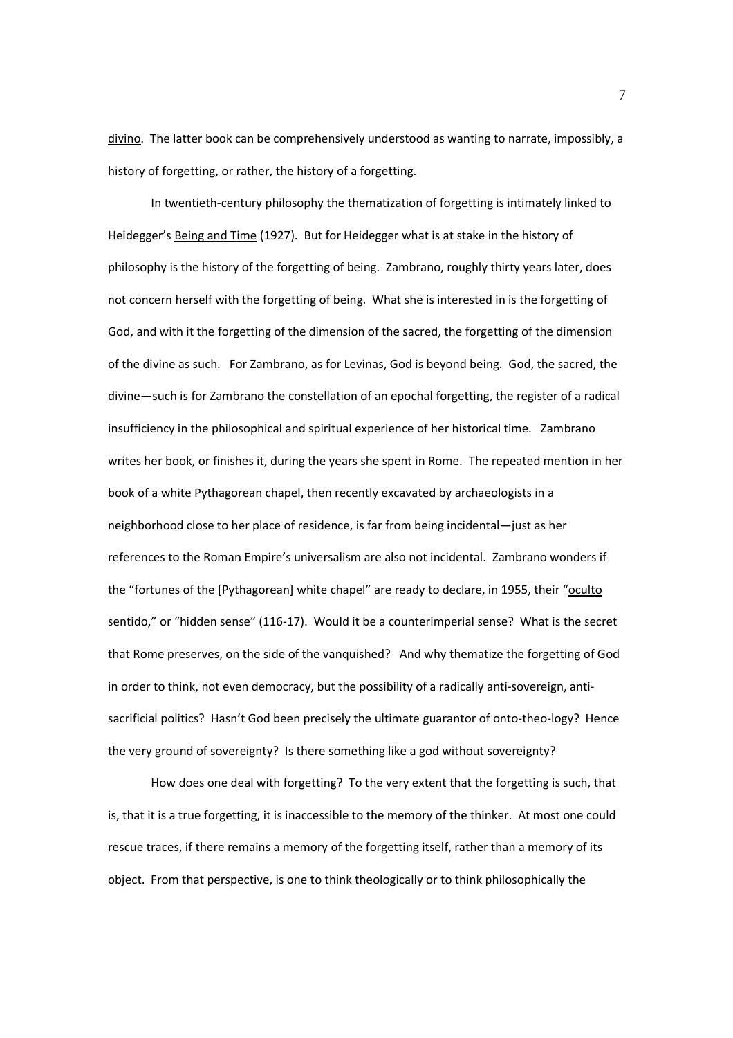divino. The latter book can be comprehensively understood as wanting to narrate, impossibly, a history of forgetting, or rather, the history of a forgetting.

In twentieth-century philosophy the thematization of forgetting is intimately linked to Heidegger's Being and Time (1927). But for Heidegger what is at stake in the history of philosophy is the history of the forgetting of being. Zambrano, roughly thirty years later, does not concern herself with the forgetting of being. What she is interested in is the forgetting of God, and with it the forgetting of the dimension of the sacred, the forgetting of the dimension of the divine as such. For Zambrano, as for Levinas, God is beyond being. God, the sacred, the divine—such is for Zambrano the constellation of an epochal forgetting, the register of a radical insufficiency in the philosophical and spiritual experience of her historical time. Zambrano writes her book, or finishes it, during the years she spent in Rome. The repeated mention in her book of a white Pythagorean chapel, then recently excavated by archaeologists in a neighborhood close to her place of residence, is far from being incidental—just as her references to the Roman Empire's universalism are also not incidental. Zambrano wonders if the "fortunes of the [Pythagorean] white chapel" are ready to declare, in 1955, their "oculto sentido," or "hidden sense" (116-17). Would it be a counterimperial sense? What is the secret that Rome preserves, on the side of the vanquished? And why thematize the forgetting of God in order to think, not even democracy, but the possibility of a radically anti-sovereign, anti-sacrificial politics? Hasn't God been precisely the ultimate guarantor of onto-theo-logy? Hence the very ground of sovereignty? Is there something like a god without sovereignty?

How does one deal with forgetting? To the very extent that the forgetting is such, that is, that it is a true forgetting, it is inaccessible to the memory of the thinker. At most one could rescue traces, if there remains a memory of the forgetting itself, rather than a memory of its object. From that perspective, is one to think theologically or to think philosophically the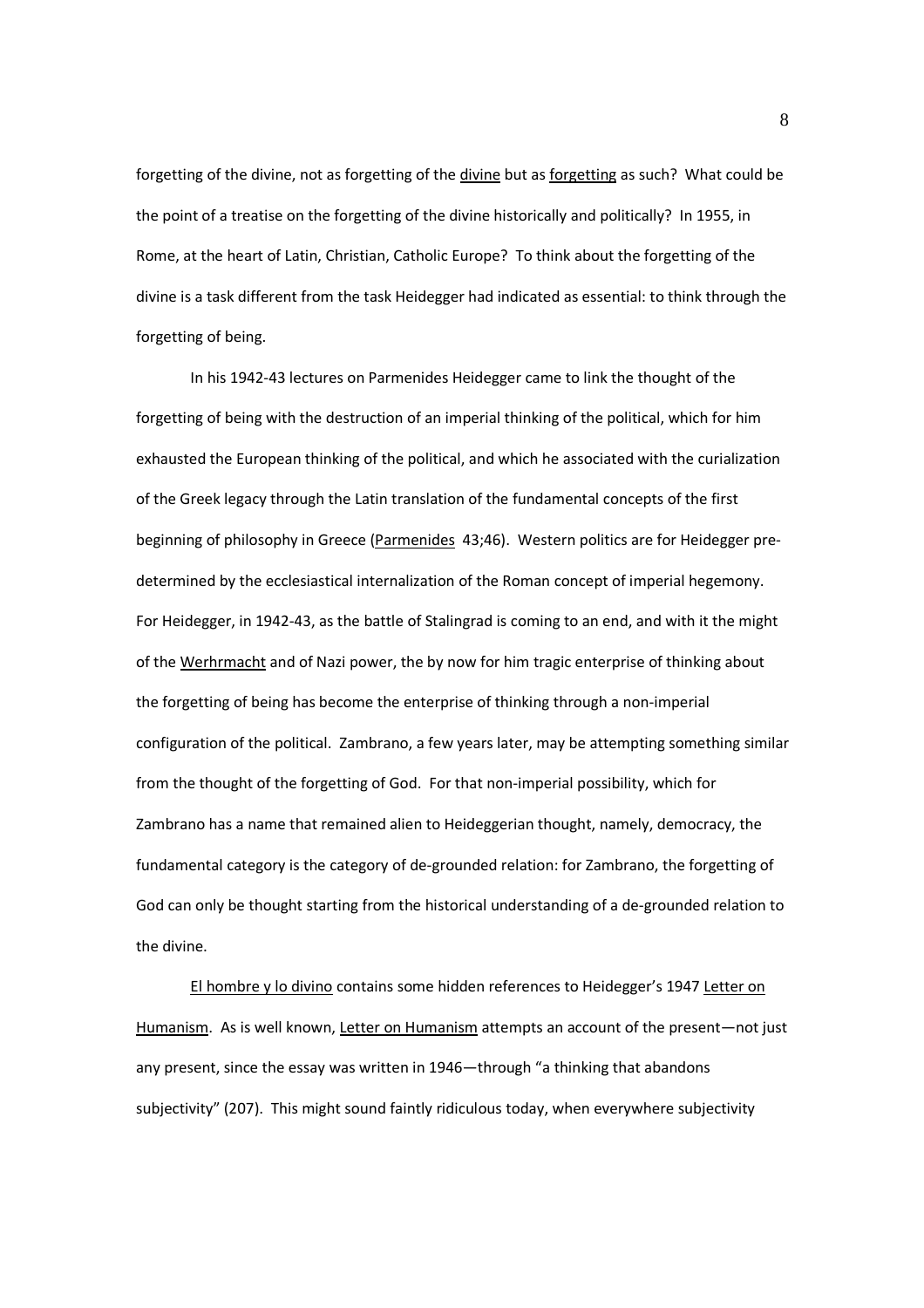forgetting of the divine, not as forgetting of the _divine_ but as _forgetting_ as such? What could be the point of a treatise on the forgetting of the divine historically and politically? In 1955, in Rome, at the heart of Latin, Christian, Catholic Europe? To think about the forgetting of the divine is a task different from the task Heidegger had indicated as essential: to think through the forgetting of being.

In his 1942-43 lectures on Parmenides Heidegger came to link the thought of the forgetting of being with the destruction of an imperial thinking of the political, which for him exhausted the European thinking of the political, and which he associated with the curialization of the Greek legacy through the Latin translation of the fundamental concepts of the first beginning of philosophy in Greece (_Parmenides_ 43;46). Western politics are for Heidegger pre-determined by the ecclesiastical internalization of the Roman concept of imperial hegemony. For Heidegger, in 1942-43, as the battle of Stalingrad is coming to an end, and with it the might of the _Werhrmacht_ and of Nazi power, the by now for him tragic enterprise of thinking about the forgetting of being has become the enterprise of thinking through a non-imperial configuration of the political. Zambrano, a few years later, may be attempting something similar from the thought of the forgetting of God. For that non-imperial possibility, which for Zambrano has a name that remained alien to Heideggerian thought, namely, democracy, the fundamental category is the category of de-grounded relation: for Zambrano, the forgetting of God can only be thought starting from the historical understanding of a de-grounded relation to the divine.

_El hombre y lo divino_ contains some hidden references to Heidegger's 1947 _Letter on Humanism_. As is well known, _Letter on Humanism_ attempts an account of the present—not just any present, since the essay was written in 1946—through "a thinking that abandons subjectivity" (207). This might sound faintly ridiculous today, when everywhere subjectivity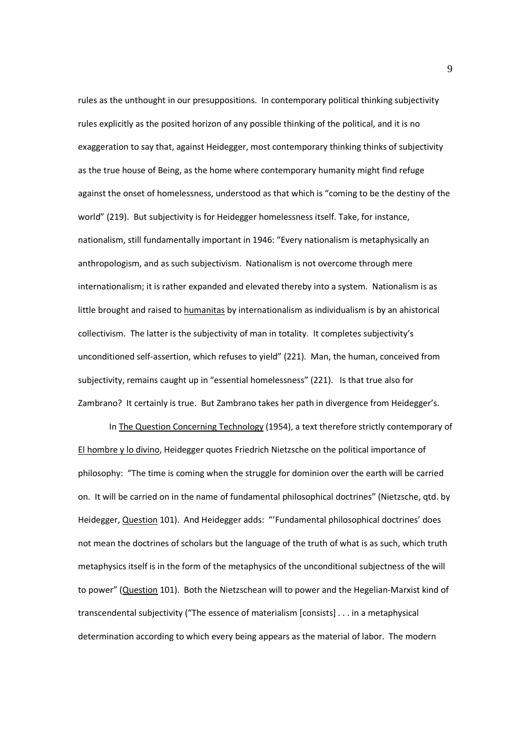rules as the unthought in our presuppositions. In contemporary political thinking subjectivity rules explicitly as the posited horizon of any possible thinking of the political, and it is no exaggeration to say that, against Heidegger, most contemporary thinking thinks of subjectivity as the true house of Being, as the home where contemporary humanity might find refuge against the onset of homelessness, understood as that which is "coming to be the destiny of the world" (219). But subjectivity is for Heidegger homelessness itself. Take, for instance, nationalism, still fundamentally important in 1946: "Every nationalism is metaphysically an anthropologism, and as such subjectivism. Nationalism is not overcome through mere internationalism; it is rather expanded and elevated thereby into a system. Nationalism is as little brought and raised to humanitas by internationalism as individualism is by an ahistorical collectivism. The latter is the subjectivity of man in totality. It completes subjectivity's unconditioned self-assertion, which refuses to yield" (221). Man, the human, conceived from subjectivity, remains caught up in "essential homelessness" (221). Is that true also for Zambrano? It certainly is true. But Zambrano takes her path in divergence from Heidegger's.

In The Question Concerning Technology (1954), a text therefore strictly contemporary of El hombre y lo divino, Heidegger quotes Friedrich Nietzsche on the political importance of philosophy: "The time is coming when the struggle for dominion over the earth will be carried on. It will be carried on in the name of fundamental philosophical doctrines" (Nietzsche, qtd. by Heidegger, Question 101). And Heidegger adds: "'Fundamental philosophical doctrines' does not mean the doctrines of scholars but the language of the truth of what is as such, which truth metaphysics itself is in the form of the metaphysics of the unconditional subjectness of the will to power" (Question 101). Both the Nietzschean will to power and the Hegelian-Marxist kind of transcendental subjectivity ("The essence of materialism [consists] . . . in a metaphysical determination according to which every being appears as the material of labor. The modern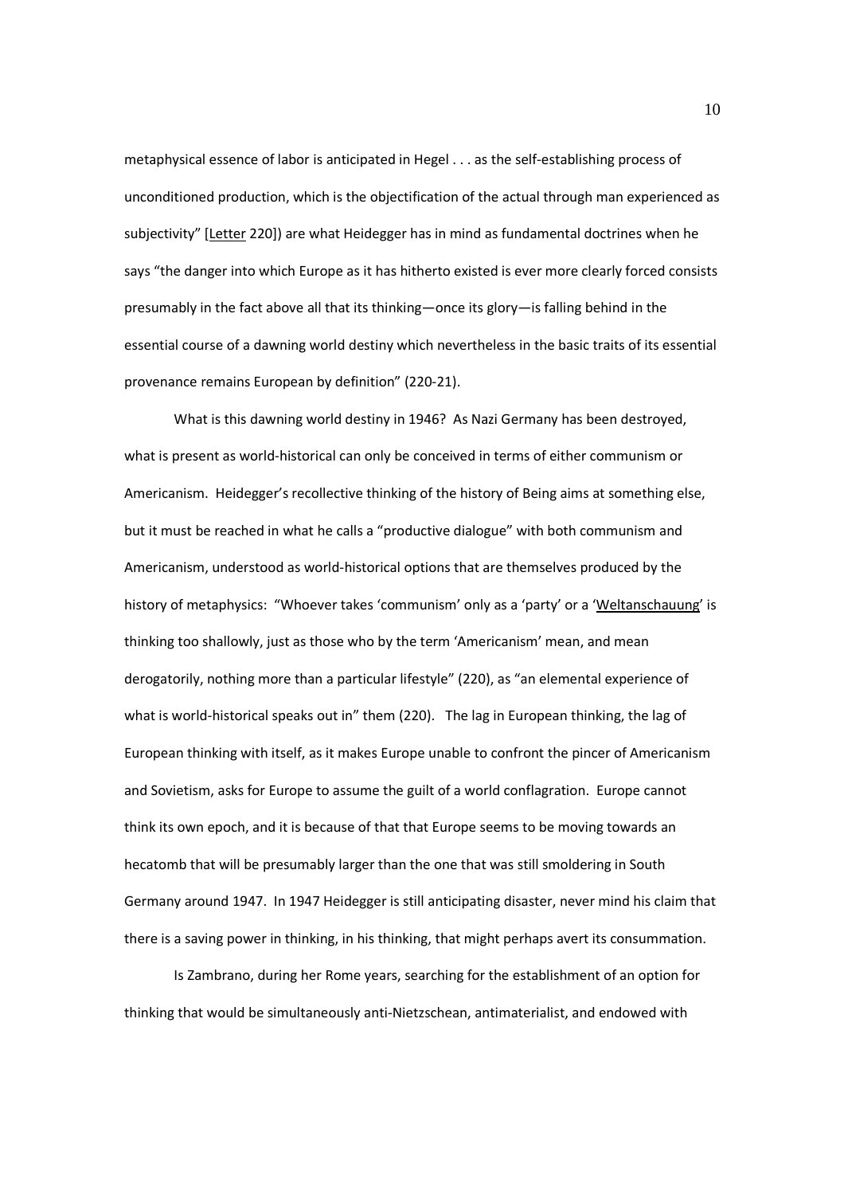metaphysical essence of labor is anticipated in Hegel . . . as the self-establishing process of unconditioned production, which is the objectification of the actual through man experienced as subjectivity" [Letter 220]) are what Heidegger has in mind as fundamental doctrines when he says "the danger into which Europe as it has hitherto existed is ever more clearly forced consists presumably in the fact above all that its thinking—once its glory—is falling behind in the essential course of a dawning world destiny which nevertheless in the basic traits of its essential provenance remains European by definition" (220-21).

What is this dawning world destiny in 1946? As Nazi Germany has been destroyed, what is present as world-historical can only be conceived in terms of either communism or Americanism. Heidegger's recollective thinking of the history of Being aims at something else, but it must be reached in what he calls a "productive dialogue" with both communism and Americanism, understood as world-historical options that are themselves produced by the history of metaphysics: "Whoever takes 'communism' only as a 'party' or a 'Weltanschauung' is thinking too shallowly, just as those who by the term 'Americanism' mean, and mean derogatorily, nothing more than a particular lifestyle" (220), as "an elemental experience of what is world-historical speaks out in" them (220). The lag in European thinking, the lag of European thinking with itself, as it makes Europe unable to confront the pincer of Americanism and Sovietism, asks for Europe to assume the guilt of a world conflagration. Europe cannot think its own epoch, and it is because of that that Europe seems to be moving towards an hecatomb that will be presumably larger than the one that was still smoldering in South Germany around 1947. In 1947 Heidegger is still anticipating disaster, never mind his claim that there is a saving power in thinking, in his thinking, that might perhaps avert its consummation.

Is Zambrano, during her Rome years, searching for the establishment of an option for thinking that would be simultaneously anti-Nietzschean, antimaterialist, and endowed with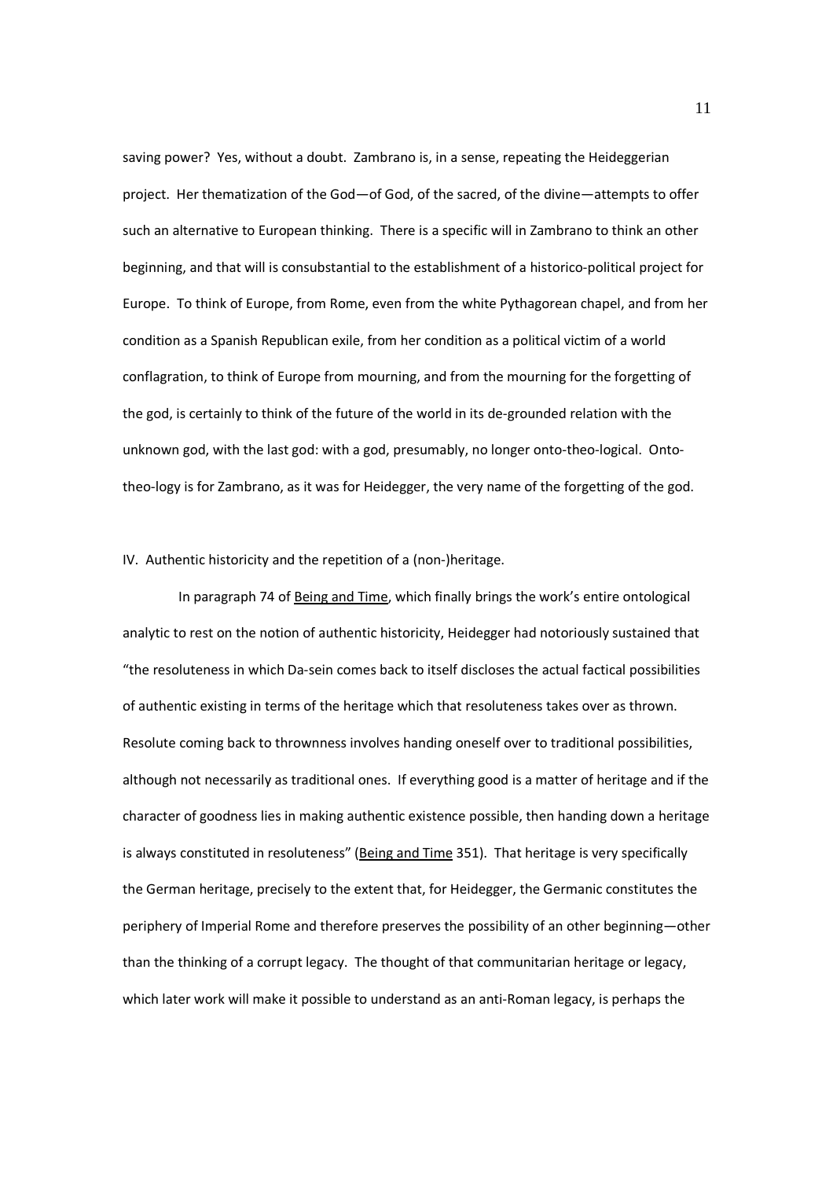saving power? Yes, without a doubt. Zambrano is, in a sense, repeating the Heideggerian project. Her thematization of the God—of God, of the sacred, of the divine—attempts to offer such an alternative to European thinking. There is a specific will in Zambrano to think an other beginning, and that will is consubstantial to the establishment of a historico-political project for Europe. To think of Europe, from Rome, even from the white Pythagorean chapel, and from her condition as a Spanish Republican exile, from her condition as a political victim of a world conflagration, to think of Europe from mourning, and from the mourning for the forgetting of the god, is certainly to think of the future of the world in its de-grounded relation with the unknown god, with the last god: with a god, presumably, no longer onto-theo-logical. Onto-theo-logy is for Zambrano, as it was for Heidegger, the very name of the forgetting of the god.

## IV. Authentic historicity and the repetition of a (non-)heritage.

In paragraph 74 of <u>Being and Time</u>, which finally brings the work's entire ontological analytic to rest on the notion of authentic historicity, Heidegger had notoriously sustained that "the resoluteness in which Da-sein comes back to itself discloses the actual factical possibilities of authentic existing in terms of the heritage which that resoluteness takes over as thrown. Resolute coming back to thrownness involves handing oneself over to traditional possibilities, although not necessarily as traditional ones. If everything good is a matter of heritage and if the character of goodness lies in making authentic existence possible, then handing down a heritage is always constituted in resoluteness" (<u>Being and Time</u> 351). That heritage is very specifically the German heritage, precisely to the extent that, for Heidegger, the Germanic constitutes the periphery of Imperial Rome and therefore preserves the possibility of an other beginning—other than the thinking of a corrupt legacy. The thought of that communitarian heritage or legacy, which later work will make it possible to understand as an anti-Roman legacy, is perhaps the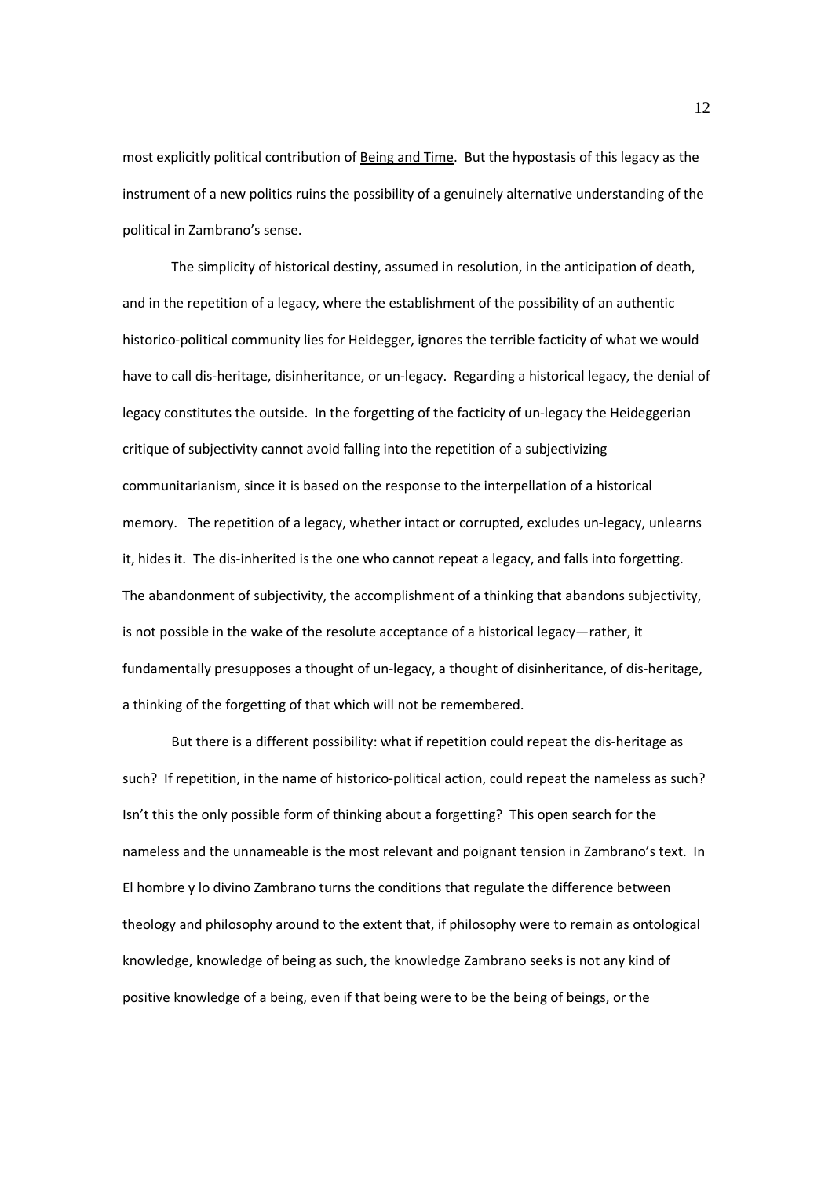most explicitly political contribution of Being and Time. But the hypostasis of this legacy as the instrument of a new politics ruins the possibility of a genuinely alternative understanding of the political in Zambrano's sense.

The simplicity of historical destiny, assumed in resolution, in the anticipation of death, and in the repetition of a legacy, where the establishment of the possibility of an authentic historico-political community lies for Heidegger, ignores the terrible facticity of what we would have to call dis-heritage, disinheritance, or un-legacy. Regarding a historical legacy, the denial of legacy constitutes the outside. In the forgetting of the facticity of un-legacy the Heideggerian critique of subjectivity cannot avoid falling into the repetition of a subjectivizing communitarianism, since it is based on the response to the interpellation of a historical memory. The repetition of a legacy, whether intact or corrupted, excludes un-legacy, unlearns it, hides it. The dis-inherited is the one who cannot repeat a legacy, and falls into forgetting. The abandonment of subjectivity, the accomplishment of a thinking that abandons subjectivity, is not possible in the wake of the resolute acceptance of a historical legacy—rather, it fundamentally presupposes a thought of un-legacy, a thought of disinheritance, of dis-heritage, a thinking of the forgetting of that which will not be remembered.

But there is a different possibility: what if repetition could repeat the dis-heritage as such? If repetition, in the name of historico-political action, could repeat the nameless as such? Isn't this the only possible form of thinking about a forgetting? This open search for the nameless and the unnameable is the most relevant and poignant tension in Zambrano's text. In El hombre y lo divino Zambrano turns the conditions that regulate the difference between theology and philosophy around to the extent that, if philosophy were to remain as ontological knowledge, knowledge of being as such, the knowledge Zambrano seeks is not any kind of positive knowledge of a being, even if that being were to be the being of beings, or the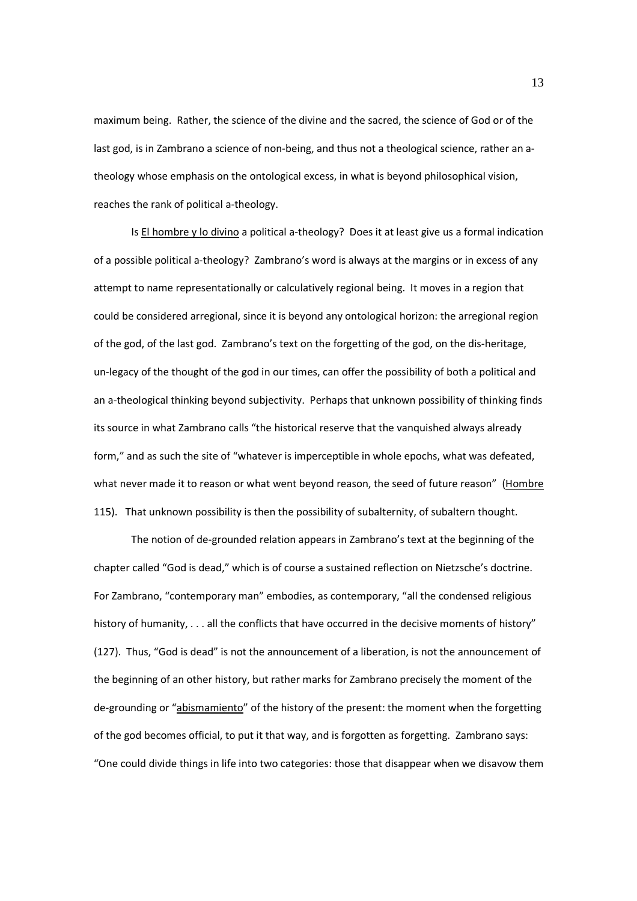maximum being. Rather, the science of the divine and the sacred, the science of God or of the last god, is in Zambrano a science of non-being, and thus not a theological science, rather an a-theology whose emphasis on the ontological excess, in what is beyond philosophical vision, reaches the rank of political a-theology.

Is El hombre y lo divino a political a-theology? Does it at least give us a formal indication of a possible political a-theology? Zambrano's word is always at the margins or in excess of any attempt to name representationally or calculatively regional being. It moves in a region that could be considered arregional, since it is beyond any ontological horizon: the arregional region of the god, of the last god. Zambrano's text on the forgetting of the god, on the dis-heritage, un-legacy of the thought of the god in our times, can offer the possibility of both a political and an a-theological thinking beyond subjectivity. Perhaps that unknown possibility of thinking finds its source in what Zambrano calls "the historical reserve that the vanquished always already form," and as such the site of "whatever is imperceptible in whole epochs, what was defeated, what never made it to reason or what went beyond reason, the seed of future reason" (Hombre 115). That unknown possibility is then the possibility of subalternity, of subaltern thought.

The notion of de-grounded relation appears in Zambrano's text at the beginning of the chapter called "God is dead," which is of course a sustained reflection on Nietzsche's doctrine. For Zambrano, "contemporary man" embodies, as contemporary, "all the condensed religious history of humanity, . . . all the conflicts that have occurred in the decisive moments of history" (127). Thus, "God is dead" is not the announcement of a liberation, is not the announcement of the beginning of an other history, but rather marks for Zambrano precisely the moment of the de-grounding or "abismamiento" of the history of the present: the moment when the forgetting of the god becomes official, to put it that way, and is forgotten as forgetting. Zambrano says: "One could divide things in life into two categories: those that disappear when we disavow them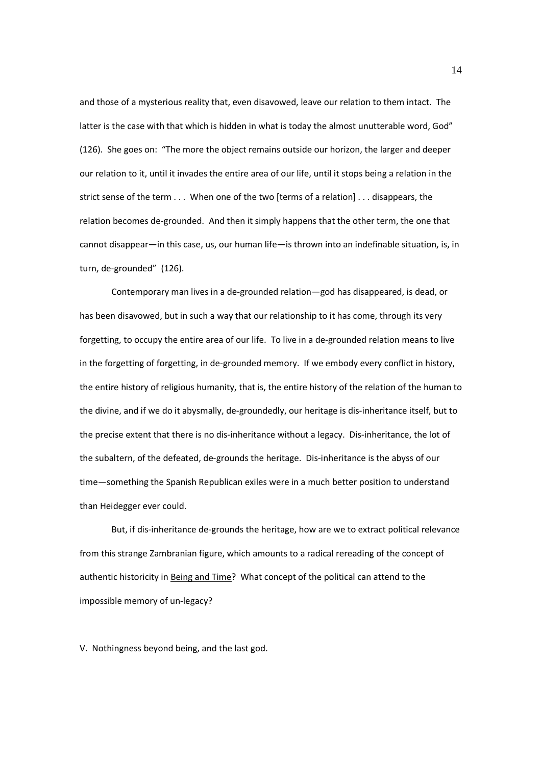and those of a mysterious reality that, even disavowed, leave our relation to them intact. The latter is the case with that which is hidden in what is today the almost unutterable word, God" (126). She goes on: "The more the object remains outside our horizon, the larger and deeper our relation to it, until it invades the entire area of our life, until it stops being a relation in the strict sense of the term . . . When one of the two [terms of a relation] . . . disappears, the relation becomes de-grounded. And then it simply happens that the other term, the one that cannot disappear—in this case, us, our human life—is thrown into an indefinable situation, is, in turn, de-grounded" (126).

Contemporary man lives in a de-grounded relation—god has disappeared, is dead, or has been disavowed, but in such a way that our relationship to it has come, through its very forgetting, to occupy the entire area of our life. To live in a de-grounded relation means to live in the forgetting of forgetting, in de-grounded memory. If we embody every conflict in history, the entire history of religious humanity, that is, the entire history of the relation of the human to the divine, and if we do it abysmally, de-groundedly, our heritage is dis-inheritance itself, but to the precise extent that there is no dis-inheritance without a legacy. Dis-inheritance, the lot of the subaltern, of the defeated, de-grounds the heritage. Dis-inheritance is the abyss of our time—something the Spanish Republican exiles were in a much better position to understand than Heidegger ever could.

But, if dis-inheritance de-grounds the heritage, how are we to extract political relevance from this strange Zambranian figure, which amounts to a radical rereading of the concept of authentic historicity in <u>Being and Time</u>? What concept of the political can attend to the impossible memory of un-legacy?

## V. Nothingness beyond being, and the last god.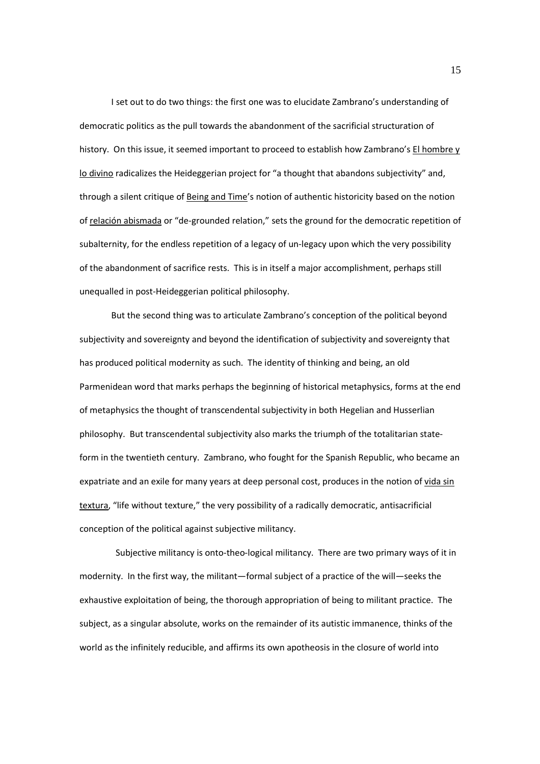I set out to do two things: the first one was to elucidate Zambrano's understanding of democratic politics as the pull towards the abandonment of the sacrificial structuration of history. On this issue, it seemed important to proceed to establish how Zambrano's El hombre y lo divino radicalizes the Heideggerian project for "a thought that abandons subjectivity" and, through a silent critique of Being and Time's notion of authentic historicity based on the notion of relación abismada or "de-grounded relation," sets the ground for the democratic repetition of subalternity, for the endless repetition of a legacy of un-legacy upon which the very possibility of the abandonment of sacrifice rests. This is in itself a major accomplishment, perhaps still unequalled in post-Heideggerian political philosophy.

But the second thing was to articulate Zambrano's conception of the political beyond subjectivity and sovereignty and beyond the identification of subjectivity and sovereignty that has produced political modernity as such. The identity of thinking and being, an old Parmenidean word that marks perhaps the beginning of historical metaphysics, forms at the end of metaphysics the thought of transcendental subjectivity in both Hegelian and Husserlian philosophy. But transcendental subjectivity also marks the triumph of the totalitarian state-form in the twentieth century. Zambrano, who fought for the Spanish Republic, who became an expatriate and an exile for many years at deep personal cost, produces in the notion of vida sin textura, "life without texture," the very possibility of a radically democratic, antisacrificial conception of the political against subjective militancy.

Subjective militancy is onto-theo-logical militancy. There are two primary ways of it in modernity. In the first way, the militant—formal subject of a practice of the will—seeks the exhaustive exploitation of being, the thorough appropriation of being to militant practice. The subject, as a singular absolute, works on the remainder of its autistic immanence, thinks of the world as the infinitely reducible, and affirms its own apotheosis in the closure of world into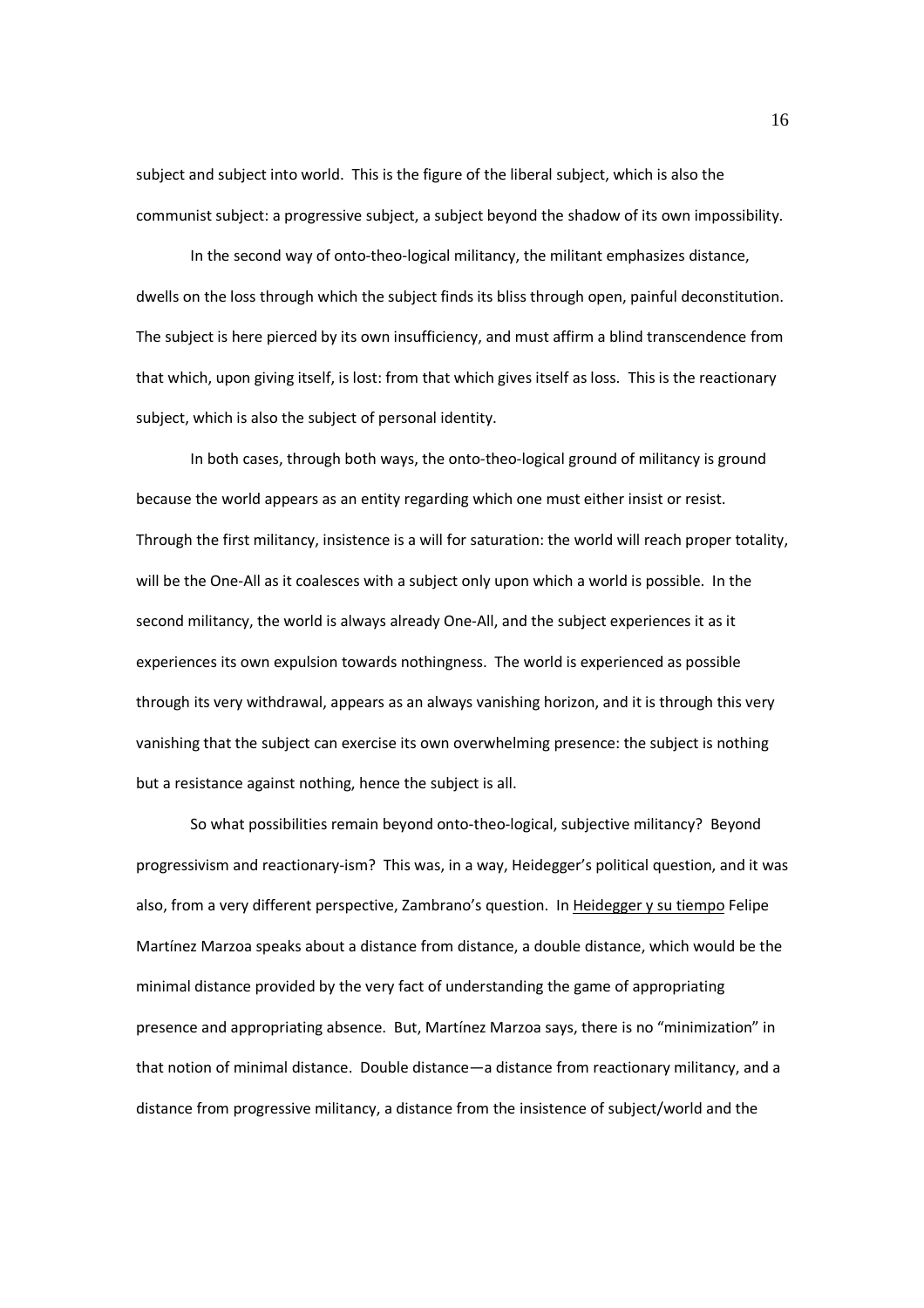subject and subject into world. This is the figure of the liberal subject, which is also the communist subject: a progressive subject, a subject beyond the shadow of its own impossibility.

In the second way of onto-theo-logical militancy, the militant emphasizes distance, dwells on the loss through which the subject finds its bliss through open, painful deconstitution. The subject is here pierced by its own insufficiency, and must affirm a blind transcendence from that which, upon giving itself, is lost: from that which gives itself as loss. This is the reactionary subject, which is also the subject of personal identity.

In both cases, through both ways, the onto-theo-logical ground of militancy is ground because the world appears as an entity regarding which one must either insist or resist. Through the first militancy, insistence is a will for saturation: the world will reach proper totality, will be the One-All as it coalesces with a subject only upon which a world is possible. In the second militancy, the world is always already One-All, and the subject experiences it as it experiences its own expulsion towards nothingness. The world is experienced as possible through its very withdrawal, appears as an always vanishing horizon, and it is through this very vanishing that the subject can exercise its own overwhelming presence: the subject is nothing but a resistance against nothing, hence the subject is all.

So what possibilities remain beyond onto-theo-logical, subjective militancy? Beyond progressivism and reactionary-ism? This was, in a way, Heidegger's political question, and it was also, from a very different perspective, Zambrano's question. In Heidegger y su tiempo Felipe Martínez Marzoa speaks about a distance from distance, a double distance, which would be the minimal distance provided by the very fact of understanding the game of appropriating presence and appropriating absence. But, Martínez Marzoa says, there is no "minimization" in that notion of minimal distance. Double distance—a distance from reactionary militancy, and a distance from progressive militancy, a distance from the insistence of subject/world and the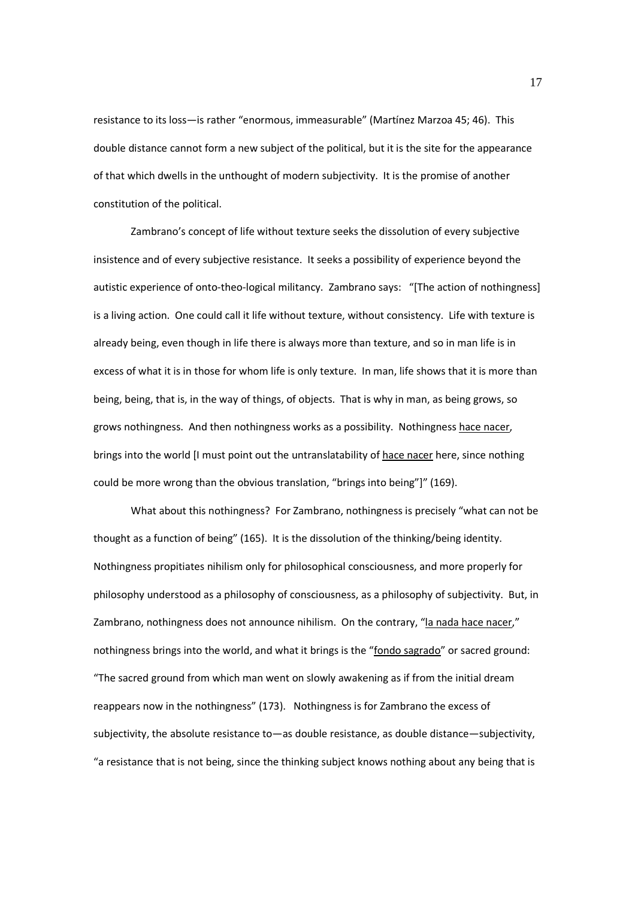resistance to its loss—is rather "enormous, immeasurable" (Martínez Marzoa 45; 46). This double distance cannot form a new subject of the political, but it is the site for the appearance of that which dwells in the unthought of modern subjectivity. It is the promise of another constitution of the political.

Zambrano's concept of life without texture seeks the dissolution of every subjective insistence and of every subjective resistance. It seeks a possibility of experience beyond the autistic experience of onto-theo-logical militancy. Zambrano says: "[The action of nothingness] is a living action. One could call it life without texture, without consistency. Life with texture is already being, even though in life there is always more than texture, and so in man life is in excess of what it is in those for whom life is only texture. In man, life shows that it is more than being, being, that is, in the way of things, of objects. That is why in man, as being grows, so grows nothingness. And then nothingness works as a possibility. Nothingness <u>hace nacer</u>, brings into the world [I must point out the untranslatability of <u>hace nacer</u> here, since nothing could be more wrong than the obvious translation, "brings into being"]" (169).

What about this nothingness? For Zambrano, nothingness is precisely "what can not be thought as a function of being" (165). It is the dissolution of the thinking/being identity. Nothingness propitiates nihilism only for philosophical consciousness, and more properly for philosophy understood as a philosophy of consciousness, as a philosophy of subjectivity. But, in Zambrano, nothingness does not announce nihilism. On the contrary, "<u>la nada hace nacer</u>," nothingness brings into the world, and what it brings is the "<u>fondo sagrado</u>" or sacred ground: "The sacred ground from which man went on slowly awakening as if from the initial dream reappears now in the nothingness" (173). Nothingness is for Zambrano the excess of subjectivity, the absolute resistance to—as double resistance, as double distance—subjectivity, "a resistance that is not being, since the thinking subject knows nothing about any being that is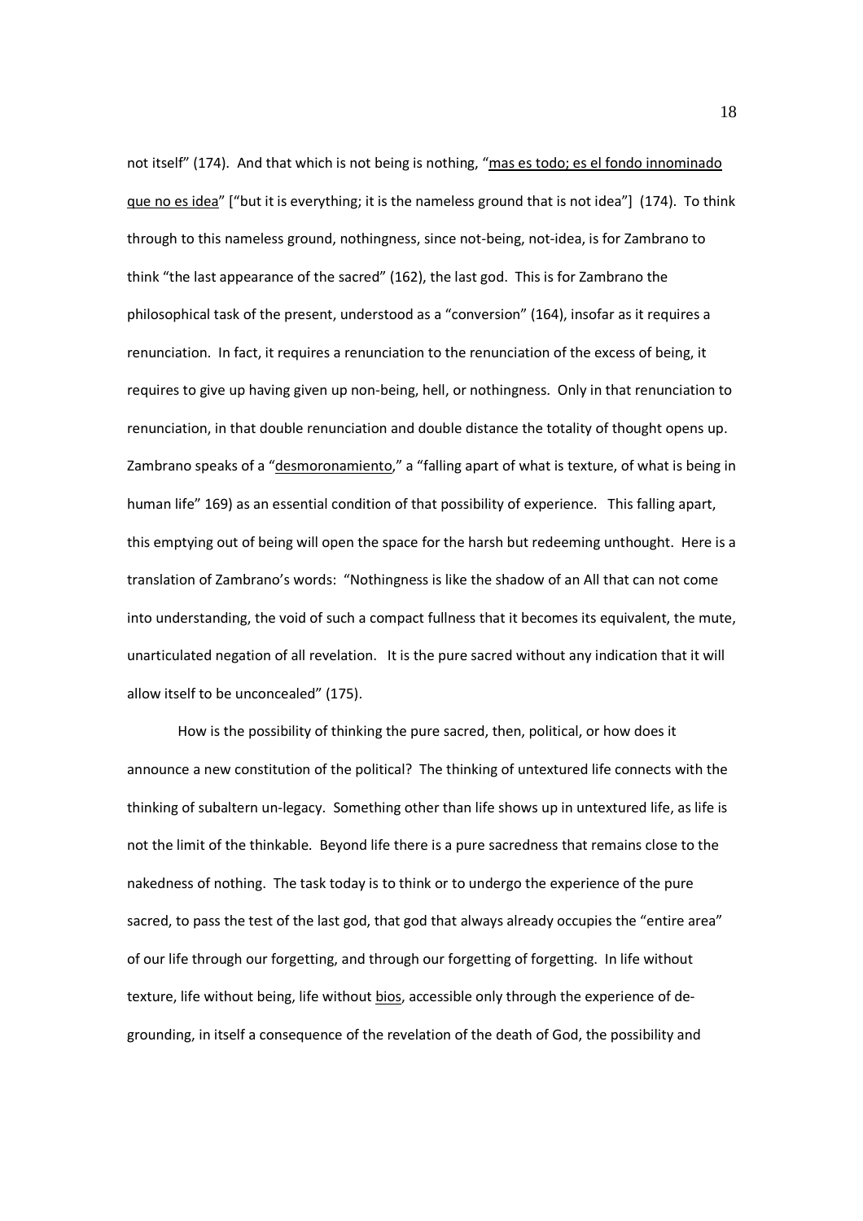not itself" (174). And that which is not being is nothing, "mas es todo; es el fondo innominado que no es idea" ["but it is everything; it is the nameless ground that is not idea"] (174). To think through to this nameless ground, nothingness, since not-being, not-idea, is for Zambrano to think "the last appearance of the sacred" (162), the last god. This is for Zambrano the philosophical task of the present, understood as a "conversion" (164), insofar as it requires a renunciation. In fact, it requires a renunciation to the renunciation of the excess of being, it requires to give up having given up non-being, hell, or nothingness. Only in that renunciation to renunciation, in that double renunciation and double distance the totality of thought opens up. Zambrano speaks of a "desmoronamiento," a "falling apart of what is texture, of what is being in human life" 169) as an essential condition of that possibility of experience. This falling apart, this emptying out of being will open the space for the harsh but redeeming unthought. Here is a translation of Zambrano's words: "Nothingness is like the shadow of an All that can not come into understanding, the void of such a compact fullness that it becomes its equivalent, the mute, unarticulated negation of all revelation. It is the pure sacred without any indication that it will allow itself to be unconcealed" (175).

How is the possibility of thinking the pure sacred, then, political, or how does it announce a new constitution of the political? The thinking of untextured life connects with the thinking of subaltern un-legacy. Something other than life shows up in untextured life, as life is not the limit of the thinkable. Beyond life there is a pure sacredness that remains close to the nakedness of nothing. The task today is to think or to undergo the experience of the pure sacred, to pass the test of the last god, that god that always already occupies the "entire area" of our life through our forgetting, and through our forgetting of forgetting. In life without texture, life without being, life without bios, accessible only through the experience of de-grounding, in itself a consequence of the revelation of the death of God, the possibility and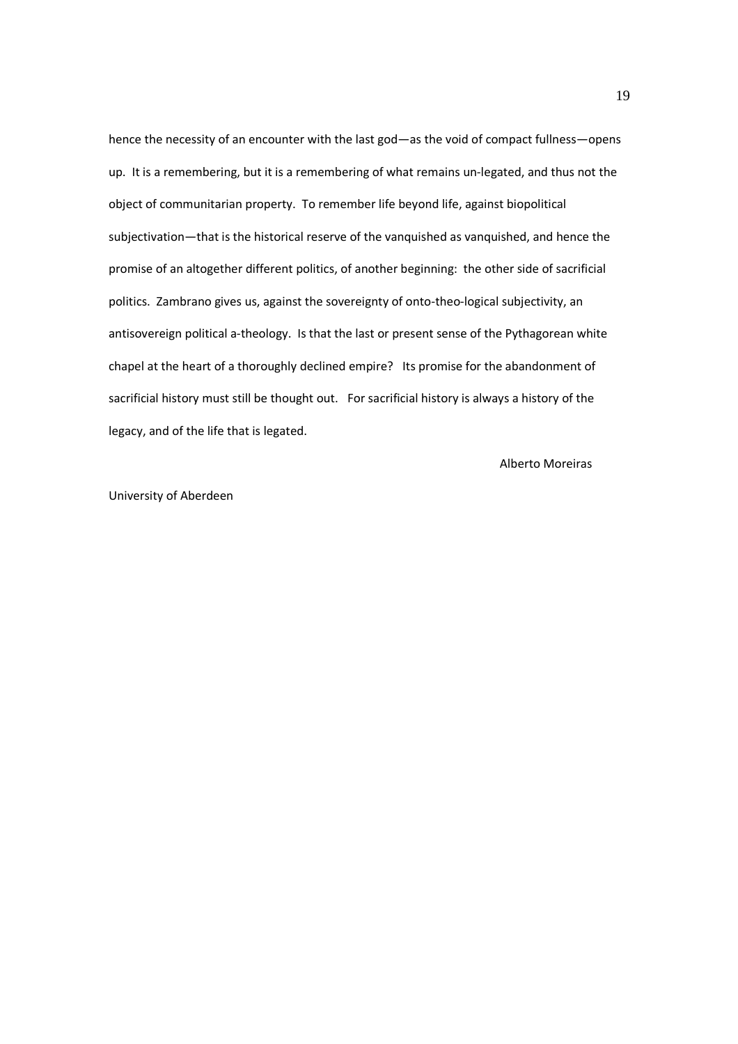hence the necessity of an encounter with the last god—as the void of compact fullness—opens up. It is a remembering, but it is a remembering of what remains un-legated, and thus not the object of communitarian property. To remember life beyond life, against biopolitical subjectivation—that is the historical reserve of the vanquished as vanquished, and hence the promise of an altogether different politics, of another beginning: the other side of sacrificial politics. Zambrano gives us, against the sovereignty of onto-theo-logical subjectivity, an antisovereign political a-theology. Is that the last or present sense of the Pythagorean white chapel at the heart of a thoroughly declined empire? Its promise for the abandonment of sacrificial history must still be thought out. For sacrificial history is always a history of the legacy, and of the life that is legated.

Alberto Moreiras

University of Aberdeen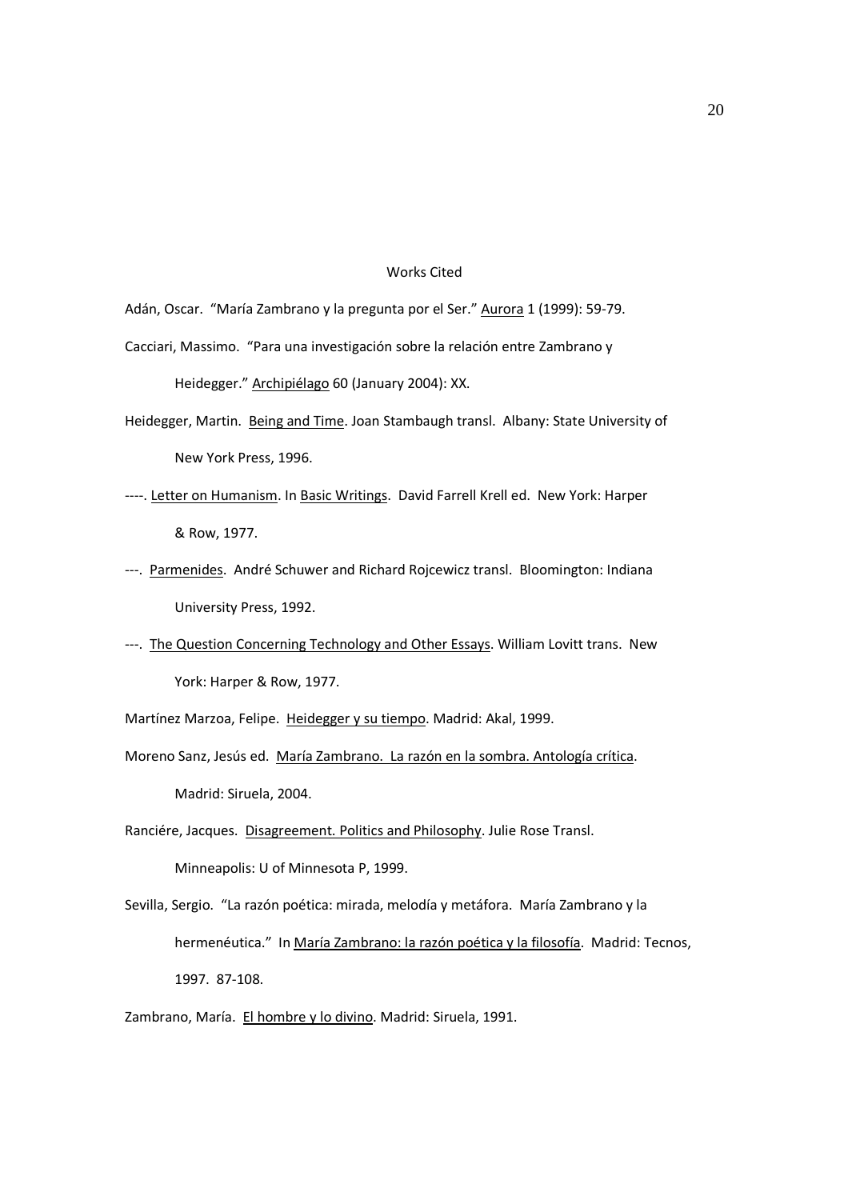## Works Cited

Adán, Oscar. "María Zambrano y la pregunta por el Ser." Aurora 1 (1999): 59-79.

Cacciari, Massimo. "Para una investigación sobre la relación entre Zambrano y Heidegger." Archipiélago 60 (January 2004): XX.

Heidegger, Martin. Being and Time. Joan Stambaugh transl. Albany: State University of New York Press, 1996.

----. Letter on Humanism. In Basic Writings. David Farrell Krell ed. New York: Harper & Row, 1977.

---. Parmenides. André Schuwer and Richard Rojcewicz transl. Bloomington: Indiana University Press, 1992.

---. The Question Concerning Technology and Other Essays. William Lovitt trans. New York: Harper & Row, 1977.

Martínez Marzoa, Felipe. Heidegger y su tiempo. Madrid: Akal, 1999.

Moreno Sanz, Jesús ed. María Zambrano. La razón en la sombra. Antología crítica. Madrid: Siruela, 2004.

Ranciére, Jacques. Disagreement. Politics and Philosophy. Julie Rose Transl. Minneapolis: U of Minnesota P, 1999.

Sevilla, Sergio. "La razón poética: mirada, melodía y metáfora. María Zambrano y la hermenéutica." In María Zambrano: la razón poética y la filosofía. Madrid: Tecnos, 1997. 87-108.

Zambrano, María. El hombre y lo divino. Madrid: Siruela, 1991.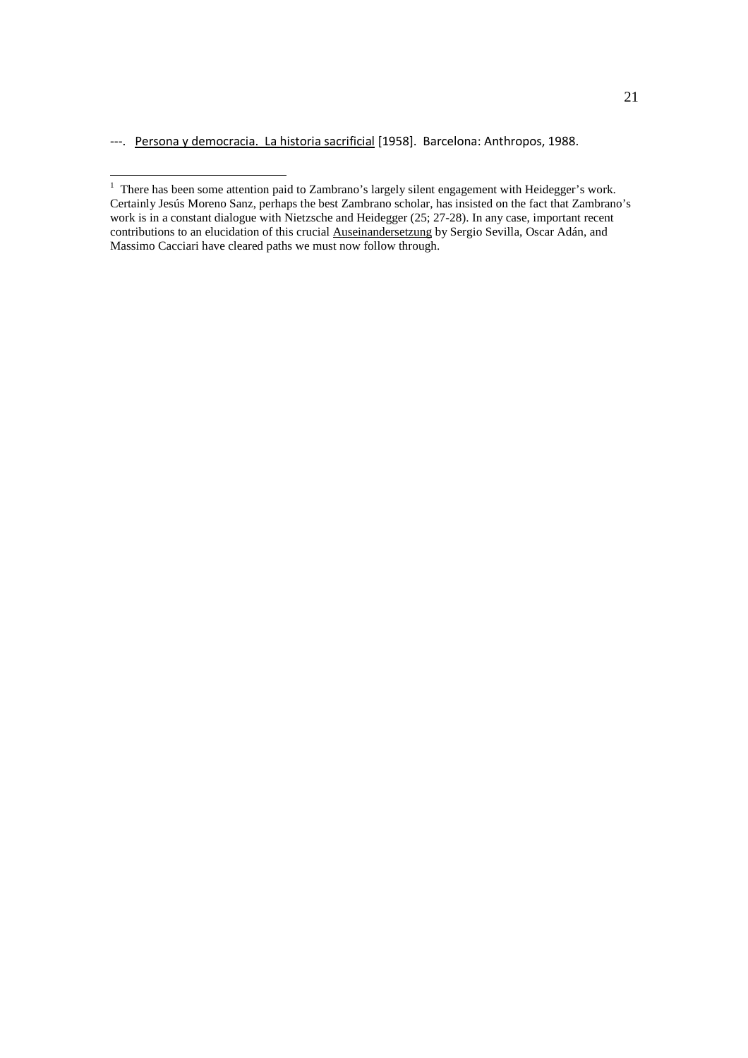---. Persona y democracia. La historia sacrificial [1958]. Barcelona: Anthropos, 1988.

[1] There has been some attention paid to Zambrano's largely silent engagement with Heidegger's work. Certainly Jesús Moreno Sanz, perhaps the best Zambrano scholar, has insisted on the fact that Zambrano's work is in a constant dialogue with Nietzsche and Heidegger (25; 27-28). In any case, important recent contributions to an elucidation of this crucial Auseinandersetzung by Sergio Sevilla, Oscar Adán, and Massimo Cacciari have cleared paths we must now follow through.